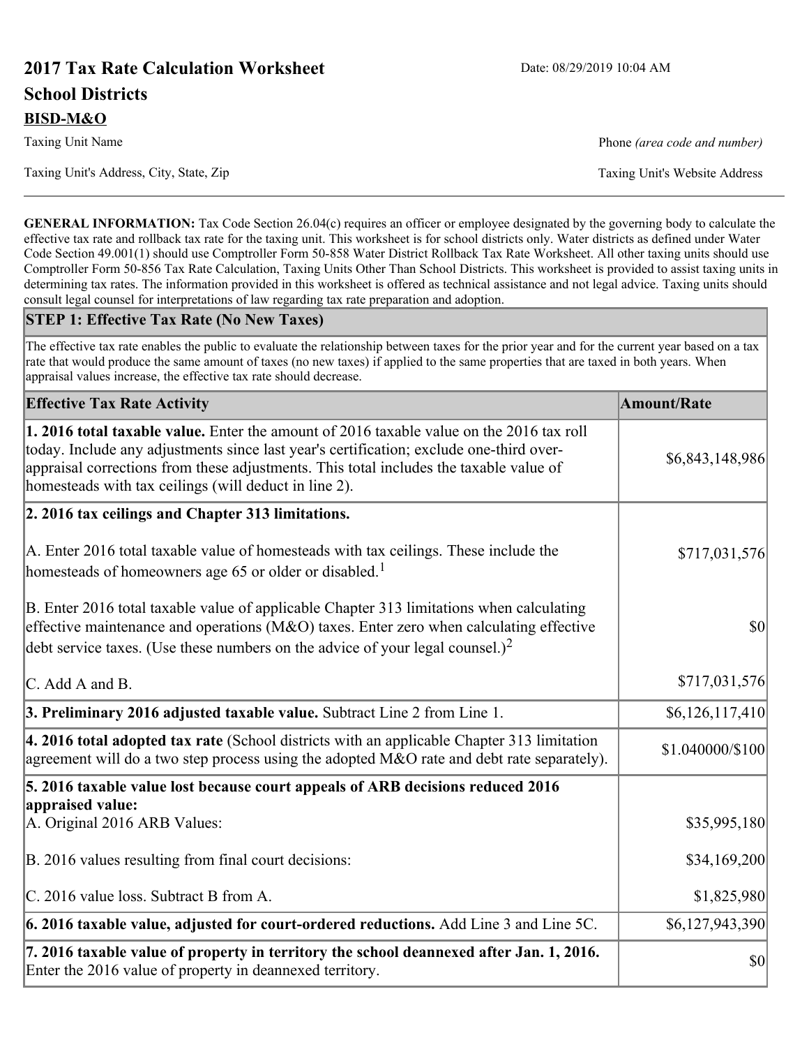# 2017 Tax Rate Calculation Worksheet

Date: 08/29/2019 10:04 AM

## School Districts

**BISD-M&O**

Taxing Unit Name

Phone *(area code and number)*

Taxing Unit's Address, City, State, Zip

Taxing Unit's Website Address

**GENERAL INFORMATION:** Tax Code Section 26.04(c) requires an officer or employee designated by the governing body to calculate the effective tax rate and rollback tax rate for the taxing unit. This worksheet is for school districts only. Water districts as defined under Water Code Section 49.001(1) should use Comptroller Form 50-858 Water District Rollback Tax Rate Worksheet. All other taxing units should use Comptroller Form 50-856 Tax Rate Calculation, Taxing Units Other Than School Districts. This worksheet is provided to assist taxing units in determining tax rates. The information provided in this worksheet is offered as technical assistance and not legal advice. Taxing units should consult legal counsel for interpretations of law regarding tax rate preparation and adoption.

### STEP 1: Effective Tax Rate (No New Taxes)

The effective tax rate enables the public to evaluate the relationship between taxes for the prior year and for the current year based on a tax rate that would produce the same amount of taxes (no new taxes) if applied to the same properties that are taxed in both years. When appraisal values increase, the effective tax rate should decrease.

| Effective Tax Rate Activity | Amount/Rate |
|---|---|
| **1. 2016 total taxable value.** Enter the amount of 2016 taxable value on the 2016 tax roll today. Include any adjustments since last year's certification; exclude one-third over-appraisal corrections from these adjustments. This total includes the taxable value of homesteads with tax ceilings (will deduct in line 2). | $6,843,148,986 |
| **2. 2016 tax ceilings and Chapter 313 limitations.** | |
| A. Enter 2016 total taxable value of homesteads with tax ceilings. These include the homesteads of homeowners age 65 or older or disabled.[1] | $717,031,576 |
| B. Enter 2016 total taxable value of applicable Chapter 313 limitations when calculating effective maintenance and operations (M&O) taxes. Enter zero when calculating effective debt service taxes. (Use these numbers on the advice of your legal counsel.)[2] | $0 |
| C. Add A and B. | $717,031,576 |
| **3. Preliminary 2016 adjusted taxable value.** Subtract Line 2 from Line 1. | $6,126,117,410 |
| **4. 2016 total adopted tax rate** (School districts with an applicable Chapter 313 limitation agreement will do a two step process using the adopted M&O rate and debt rate separately). | $1.040000/$100 |
| **5. 2016 taxable value lost because court appeals of ARB decisions reduced 2016 appraised value:** | |
| A. Original 2016 ARB Values: | $35,995,180 |
| B. 2016 values resulting from final court decisions: | $34,169,200 |
| C. 2016 value loss. Subtract B from A. | $1,825,980 |
| **6. 2016 taxable value, adjusted for court-ordered reductions.** Add Line 3 and Line 5C. | $6,127,943,390 |
| **7. 2016 taxable value of property in territory the school deannexed after Jan. 1, 2016.** Enter the 2016 value of property in deannexed territory. | $0 |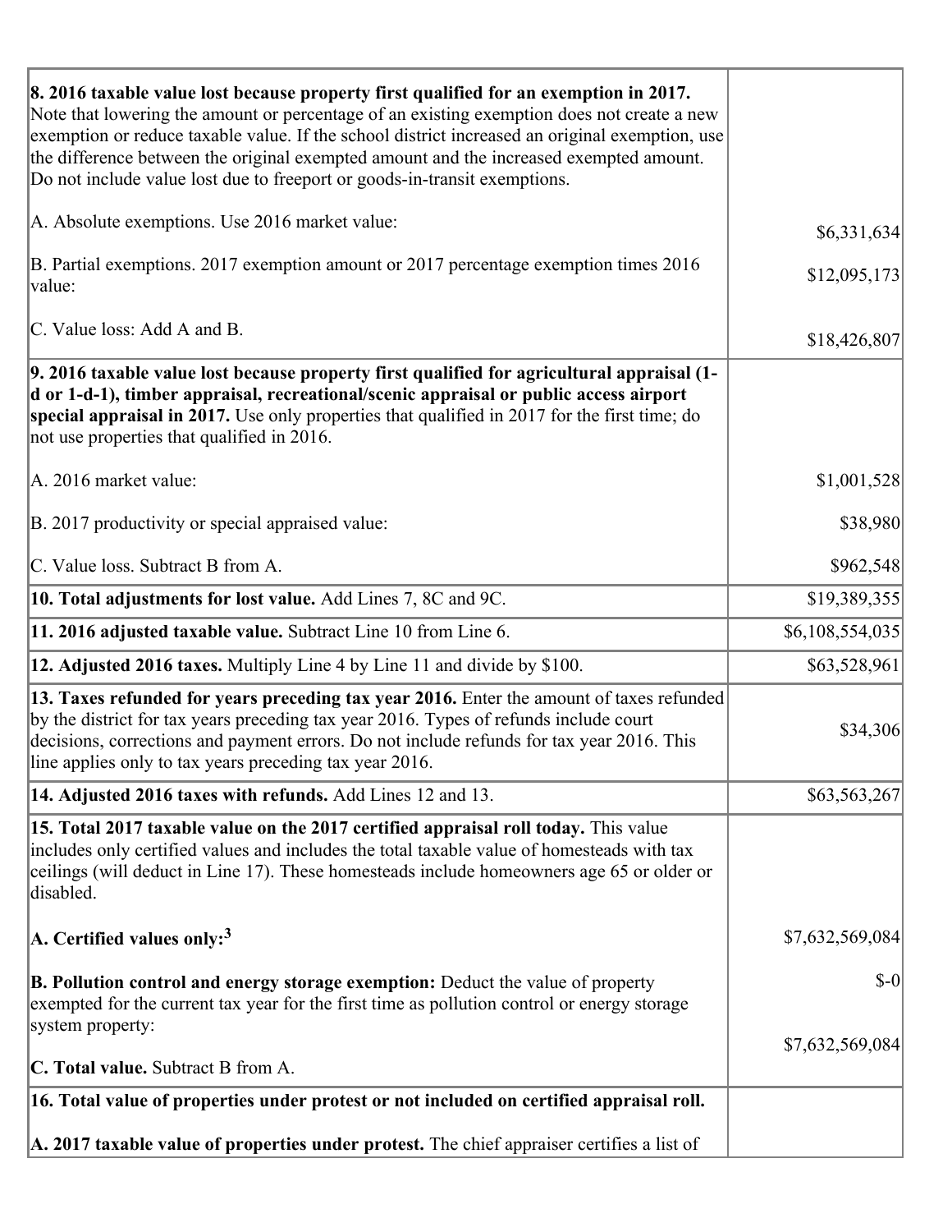| | |
|---|---|
| **8. 2016 taxable value lost because property first qualified for an exemption in 2017.** Note that lowering the amount or percentage of an existing exemption does not create a new exemption or reduce taxable value. If the school district increased an original exemption, use the difference between the original exempted amount and the increased exempted amount. Do not include value lost due to freeport or goods-in-transit exemptions.<br><br>A. Absolute exemptions. Use 2016 market value:<br><br>B. Partial exemptions. 2017 exemption amount or 2017 percentage exemption times 2016 value:<br><br>C. Value loss: Add A and B. | <br><br><br><br><br>$6,331,634<br><br>$12,095,173<br><br>$18,426,807 |
| **9. 2016 taxable value lost because property first qualified for agricultural appraisal (1-d or 1-d-1), timber appraisal, recreational/scenic appraisal or public access airport special appraisal in 2017.** Use only properties that qualified in 2017 for the first time; do not use properties that qualified in 2016.<br><br>A. 2016 market value:<br><br>B. 2017 productivity or special appraised value:<br><br>C. Value loss. Subtract B from A. | <br><br><br><br>$1,001,528<br><br>$38,980<br><br>$962,548 |
| **10. Total adjustments for lost value.** Add Lines 7, 8C and 9C. | $19,389,355 |
| **11. 2016 adjusted taxable value.** Subtract Line 10 from Line 6. | $6,108,554,035 |
| **12. Adjusted 2016 taxes.** Multiply Line 4 by Line 11 and divide by $100. | $63,528,961 |
| **13. Taxes refunded for years preceding tax year 2016.** Enter the amount of taxes refunded by the district for tax years preceding tax year 2016. Types of refunds include court decisions, corrections and payment errors. Do not include refunds for tax year 2016. This line applies only to tax years preceding tax year 2016. | $34,306 |
| **14. Adjusted 2016 taxes with refunds.** Add Lines 12 and 13. | $63,563,267 |
| **15. Total 2017 taxable value on the 2017 certified appraisal roll today.** This value includes only certified values and includes the total taxable value of homesteads with tax ceilings (will deduct in Line 17). These homesteads include homeowners age 65 or older or disabled.<br><br>**A. Certified values only:**[3]<br><br>**B. Pollution control and energy storage exemption:** Deduct the value of property exempted for the current tax year for the first time as pollution control or energy storage system property:<br><br>**C. Total value.** Subtract B from A. | <br><br><br><br>$7,632,569,084<br><br>$-0<br><br>$7,632,569,084 |
| **16. Total value of properties under protest or not included on certified appraisal roll.**<br><br>**A. 2017 taxable value of properties under protest.** The chief appraiser certifies a list of | |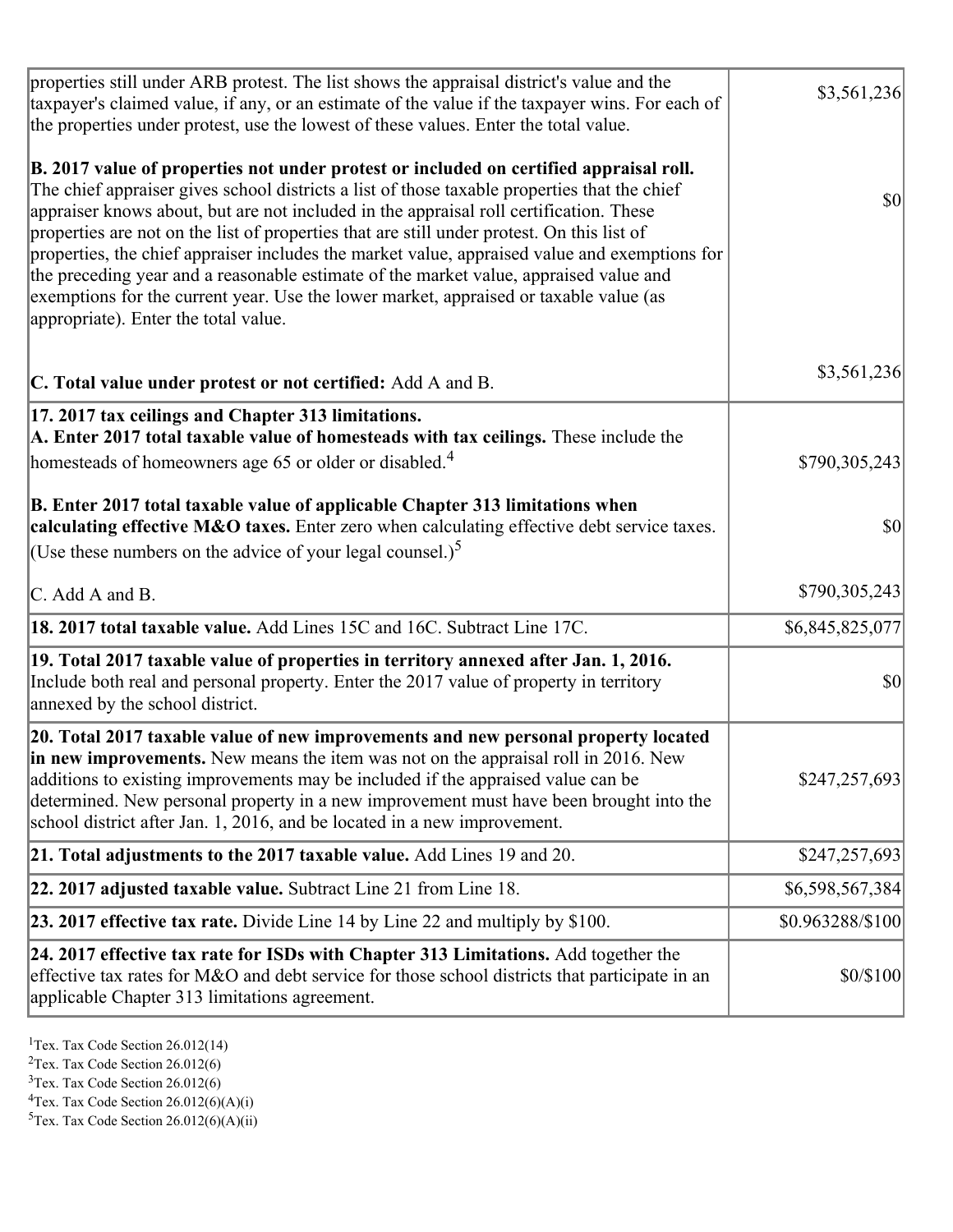| | |
|---|---|
| properties still under ARB protest. The list shows the appraisal district's value and the taxpayer's claimed value, if any, or an estimate of the value if the taxpayer wins. For each of the properties under protest, use the lowest of these values. Enter the total value. | $3,561,236 |
| **B. 2017 value of properties not under protest or included on certified appraisal roll.** The chief appraiser gives school districts a list of those taxable properties that the chief appraiser knows about, but are not included in the appraisal roll certification. These properties are not on the list of properties that are still under protest. On this list of properties, the chief appraiser includes the market value, appraised value and exemptions for the preceding year and a reasonable estimate of the market value, appraised value and exemptions for the current year. Use the lower market, appraised or taxable value (as appropriate). Enter the total value. | $0 |
| **C. Total value under protest or not certified:** Add A and B. | $3,561,236 |
| **17. 2017 tax ceilings and Chapter 313 limitations.**<br>**A. Enter 2017 total taxable value of homesteads with tax ceilings.** These include the homesteads of homeowners age 65 or older or disabled.[4] | $790,305,243 |
| **B. Enter 2017 total taxable value of applicable Chapter 313 limitations when calculating effective M&O taxes.** Enter zero when calculating effective debt service taxes. (Use these numbers on the advice of your legal counsel.)[5] | $0 |
| C. Add A and B. | $790,305,243 |
| **18. 2017 total taxable value.** Add Lines 15C and 16C. Subtract Line 17C. | $6,845,825,077 |
| **19. Total 2017 taxable value of properties in territory annexed after Jan. 1, 2016.** Include both real and personal property. Enter the 2017 value of property in territory annexed by the school district. | $0 |
| **20. Total 2017 taxable value of new improvements and new personal property located in new improvements.** New means the item was not on the appraisal roll in 2016. New additions to existing improvements may be included if the appraised value can be determined. New personal property in a new improvement must have been brought into the school district after Jan. 1, 2016, and be located in a new improvement. | $247,257,693 |
| **21. Total adjustments to the 2017 taxable value.** Add Lines 19 and 20. | $247,257,693 |
| **22. 2017 adjusted taxable value.** Subtract Line 21 from Line 18. | $6,598,567,384 |
| **23. 2017 effective tax rate.** Divide Line 14 by Line 22 and multiply by $100. | $0.963288/$100 |
| **24. 2017 effective tax rate for ISDs with Chapter 313 Limitations.** Add together the effective tax rates for M&O and debt service for those school districts that participate in an applicable Chapter 313 limitations agreement. | $0/$100 |

[1]Tex. Tax Code Section 26.012(14)
[2]Tex. Tax Code Section 26.012(6)
[3]Tex. Tax Code Section 26.012(6)
[4]Tex. Tax Code Section 26.012(6)(A)(i)
[5]Tex. Tax Code Section 26.012(6)(A)(ii)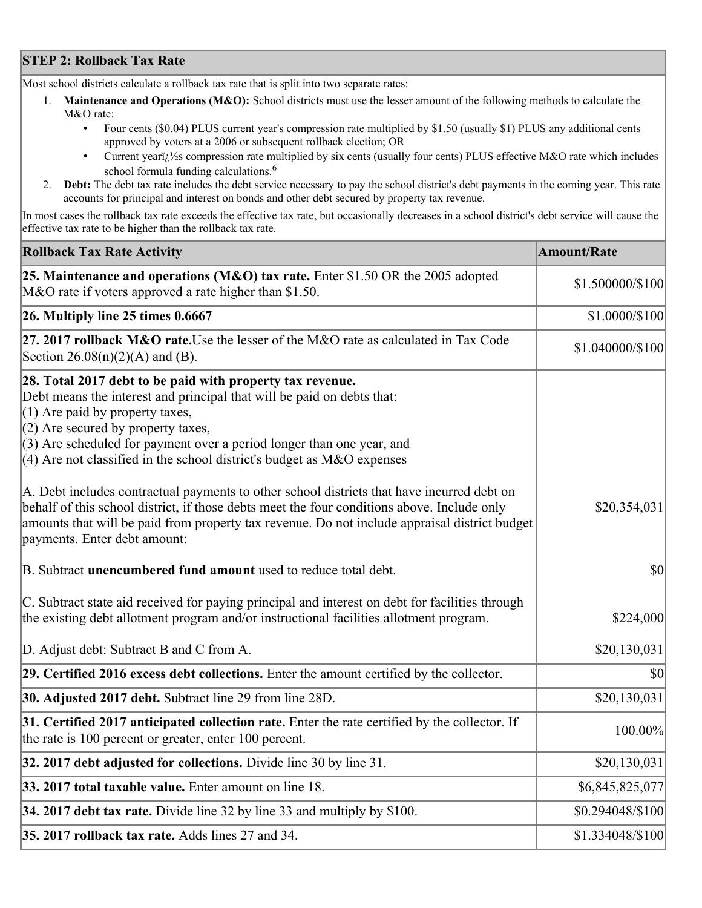## STEP 2: Rollback Tax Rate

Most school districts calculate a rollback tax rate that is split into two separate rates:

1. **Maintenance and Operations (M&O):** School districts must use the lesser amount of the following methods to calculate the M&O rate:
   - Four cents ($0.04) PLUS current year's compression rate multiplied by $1.50 (usually $1) PLUS any additional cents approved by voters at a 2006 or subsequent rollback election; OR
   - Current yearï¿½s compression rate multiplied by six cents (usually four cents) PLUS effective M&O rate which includes school formula funding calculations.[6]
2. **Debt:** The debt tax rate includes the debt service necessary to pay the school district's debt payments in the coming year. This rate accounts for principal and interest on bonds and other debt secured by property tax revenue.

In most cases the rollback tax rate exceeds the effective tax rate, but occasionally decreases in a school district's debt service will cause the effective tax rate to be higher than the rollback tax rate.

| Rollback Tax Rate Activity | Amount/Rate |
|---|---|
| **25. Maintenance and operations (M&O) tax rate.** Enter $1.50 OR the 2005 adopted M&O rate if voters approved a rate higher than $1.50. | $1.500000/$100 |
| **26. Multiply line 25 times 0.6667** | $1.0000/$100 |
| **27. 2017 rollback M&O rate.** Use the lesser of the M&O rate as calculated in Tax Code Section 26.08(n)(2)(A) and (B). | $1.040000/$100 |
| **28. Total 2017 debt to be paid with property tax revenue.** Debt means the interest and principal that will be paid on debts that: (1) Are paid by property taxes, (2) Are secured by property taxes, (3) Are scheduled for payment over a period longer than one year, and (4) Are not classified in the school district's budget as M&O expenses | |
| A. Debt includes contractual payments to other school districts that have incurred debt on behalf of this school district, if those debts meet the four conditions above. Include only amounts that will be paid from property tax revenue. Do not include appraisal district budget payments. Enter debt amount: | $20,354,031 |
| B. Subtract **unencumbered fund amount** used to reduce total debt. | $0 |
| C. Subtract state aid received for paying principal and interest on debt for facilities through the existing debt allotment program and/or instructional facilities allotment program. | $224,000 |
| D. Adjust debt: Subtract B and C from A. | $20,130,031 |
| **29. Certified 2016 excess debt collections.** Enter the amount certified by the collector. | $0 |
| **30. Adjusted 2017 debt.** Subtract line 29 from line 28D. | $20,130,031 |
| **31. Certified 2017 anticipated collection rate.** Enter the rate certified by the collector. If the rate is 100 percent or greater, enter 100 percent. | 100.00% |
| **32. 2017 debt adjusted for collections.** Divide line 30 by line 31. | $20,130,031 |
| **33. 2017 total taxable value.** Enter amount on line 18. | $6,845,825,077 |
| **34. 2017 debt tax rate.** Divide line 32 by line 33 and multiply by $100. | $0.294048/$100 |
| **35. 2017 rollback tax rate.** Adds lines 27 and 34. | $1.334048/$100 |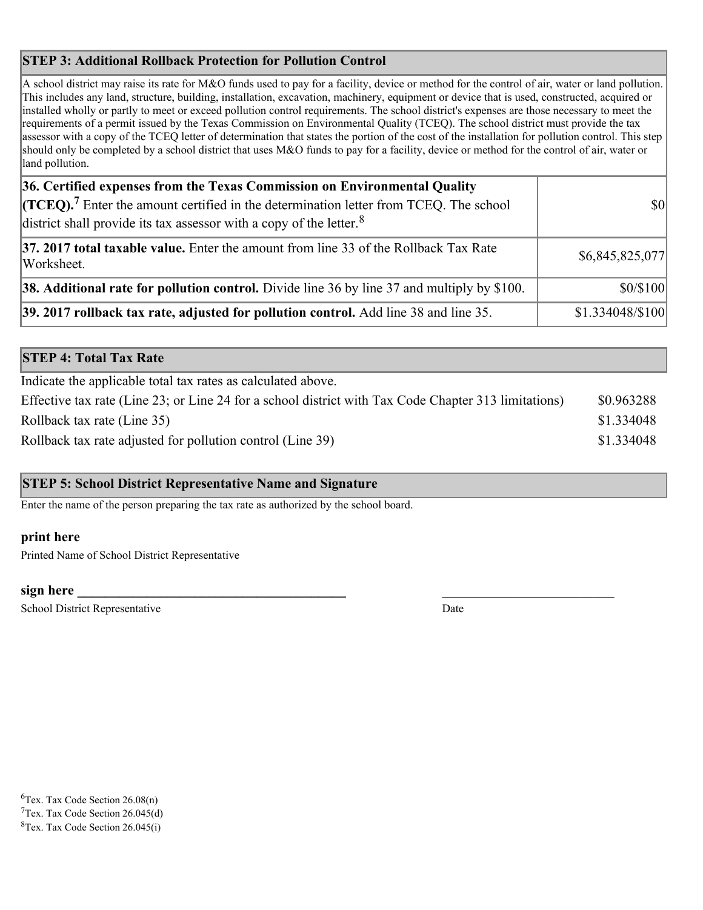## STEP 3: Additional Rollback Protection for Pollution Control

A school district may raise its rate for M&O funds used to pay for a facility, device or method for the control of air, water or land pollution. This includes any land, structure, building, installation, excavation, machinery, equipment or device that is used, constructed, acquired or installed wholly or partly to meet or exceed pollution control requirements. The school district's expenses are those necessary to meet the requirements of a permit issued by the Texas Commission on Environmental Quality (TCEQ). The school district must provide the tax assessor with a copy of the TCEQ letter of determination that states the portion of the cost of the installation for pollution control. This step should only be completed by a school district that uses M&O funds to pay for a facility, device or method for the control of air, water or land pollution.

| | |
|---|---|
| **36. Certified expenses from the Texas Commission on Environmental Quality (TCEQ).**[7] Enter the amount certified in the determination letter from TCEQ. The school district shall provide its tax assessor with a copy of the letter.[8] | $0 |
| **37. 2017 total taxable value.** Enter the amount from line 33 of the Rollback Tax Rate Worksheet. | $6,845,825,077 |
| **38. Additional rate for pollution control.** Divide line 36 by line 37 and multiply by $100. | $0/$100 |
| **39. 2017 rollback tax rate, adjusted for pollution control.** Add line 38 and line 35. | $1.334048/$100 |

## STEP 4: Total Tax Rate

Indicate the applicable total tax rates as calculated above.

| | |
|---|---|
| Effective tax rate (Line 23; or Line 24 for a school district with Tax Code Chapter 313 limitations) | $0.963288 |
| Rollback tax rate (Line 35) | $1.334048 |
| Rollback tax rate adjusted for pollution control (Line 39) | $1.334048 |

## STEP 5: School District Representative Name and Signature

Enter the name of the person preparing the tax rate as authorized by the school board.

**print here**

Printed Name of School District Representative

**sign here** ________________________________________ ____________________________

School District Representative Date

[6]Tex. Tax Code Section 26.08(n)
[7]Tex. Tax Code Section 26.045(d)
[8]Tex. Tax Code Section 26.045(i)